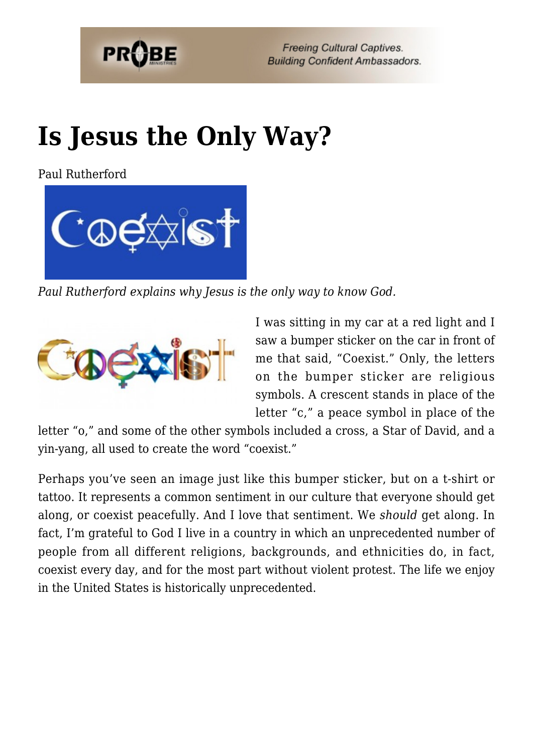# Is Jesus the Only Way?

Paul Rutherford

*Paul Rutherford explains why Jesus is the only way to know God.*

I was sitting in my car at a red light and I saw a bumper sticker on the car in front of me that said, "Coexist." Only, the letters on the bumper sticker are religious symbols. A crescent stands in place of the letter "c," a peace symbol in place of the letter "o," and some of the other symbols included a cross, a Star of David, and a yin-yang, all used to create the word "coexist."

Perhaps you've seen an image just like this bumper sticker, but on a t-shirt or tattoo. It represents a common sentiment in our culture that everyone should get along, or coexist peacefully. And I love that sentiment. We *should* get along. In fact, I'm grateful to God I live in a country in which an unprecedented number of people from all different religions, backgrounds, and ethnicities do, in fact, coexist every day, and for the most part without violent protest. The life we enjoy in the United States is historically unprecedented.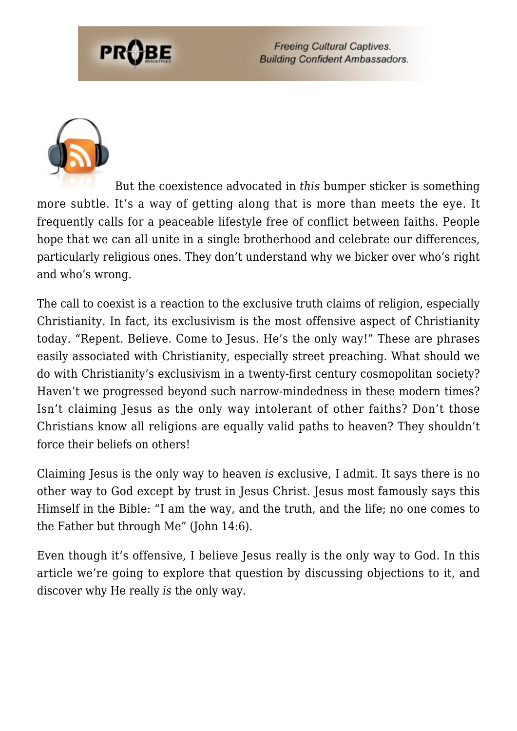But the coexistence advocated in *this* bumper sticker is something more subtle. It's a way of getting along that is more than meets the eye. It frequently calls for a peaceable lifestyle free of conflict between faiths. People hope that we can all unite in a single brotherhood and celebrate our differences, particularly religious ones. They don't understand why we bicker over who's right and who's wrong.

The call to coexist is a reaction to the exclusive truth claims of religion, especially Christianity. In fact, its exclusivism is the most offensive aspect of Christianity today. "Repent. Believe. Come to Jesus. He's the only way!" These are phrases easily associated with Christianity, especially street preaching. What should we do with Christianity's exclusivism in a twenty-first century cosmopolitan society? Haven't we progressed beyond such narrow-mindedness in these modern times? Isn't claiming Jesus as the only way intolerant of other faiths? Don't those Christians know all religions are equally valid paths to heaven? They shouldn't force their beliefs on others!

Claiming Jesus is the only way to heaven *is* exclusive, I admit. It says there is no other way to God except by trust in Jesus Christ. Jesus most famously says this Himself in the Bible: "I am the way, and the truth, and the life; no one comes to the Father but through Me" (John 14:6).

Even though it's offensive, I believe Jesus really is the only way to God. In this article we're going to explore that question by discussing objections to it, and discover why He really *is* the only way.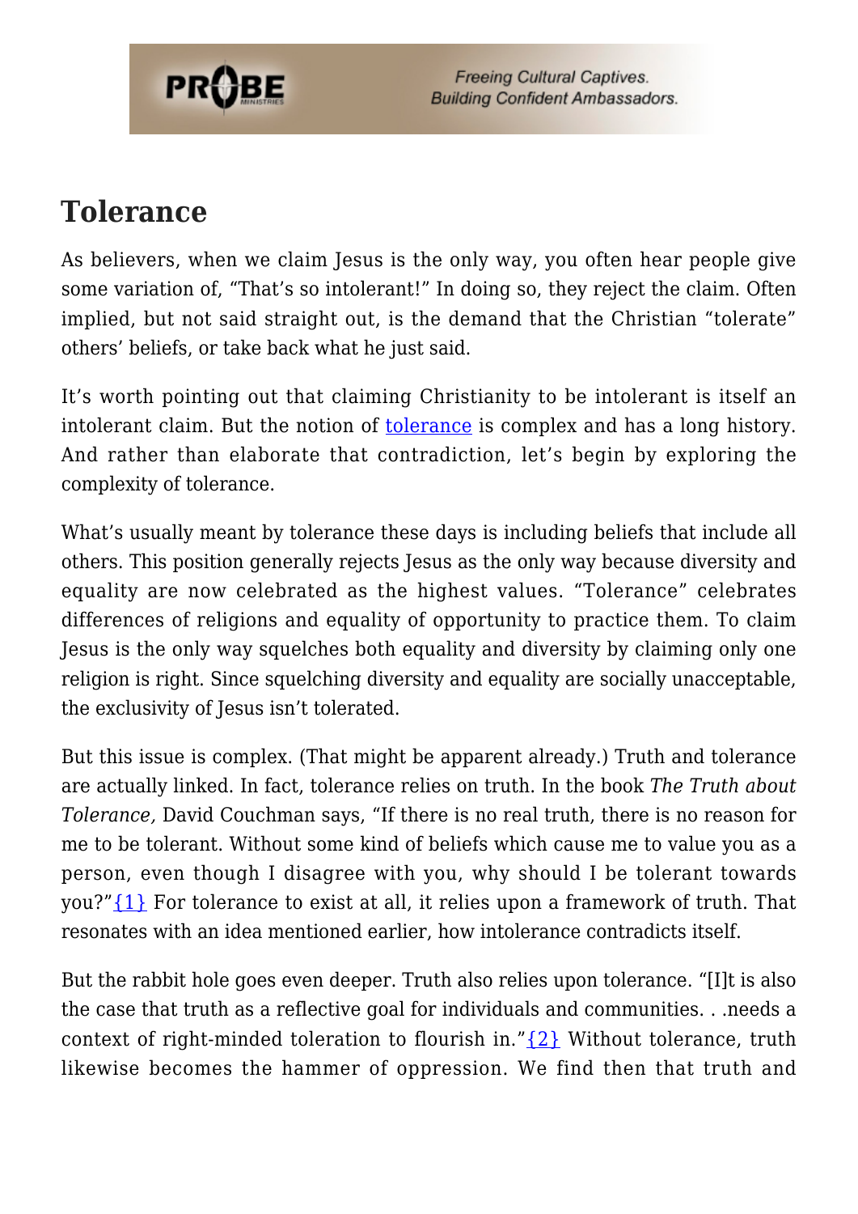## Tolerance

As believers, when we claim Jesus is the only way, you often hear people give some variation of, "That's so intolerant!" In doing so, they reject the claim. Often implied, but not said straight out, is the demand that the Christian "tolerate" others' beliefs, or take back what he just said.

It's worth pointing out that claiming Christianity to be intolerant is itself an intolerant claim. But the notion of tolerance is complex and has a long history. And rather than elaborate that contradiction, let's begin by exploring the complexity of tolerance.

What's usually meant by tolerance these days is including beliefs that include all others. This position generally rejects Jesus as the only way because diversity and equality are now celebrated as the highest values. "Tolerance" celebrates differences of religions and equality of opportunity to practice them. To claim Jesus is the only way squelches both equality and diversity by claiming only one religion is right. Since squelching diversity and equality are socially unacceptable, the exclusivity of Jesus isn't tolerated.

But this issue is complex. (That might be apparent already.) Truth and tolerance are actually linked. In fact, tolerance relies on truth. In the book *The Truth about Tolerance,* David Couchman says, "If there is no real truth, there is no reason for me to be tolerant. Without some kind of beliefs which cause me to value you as a person, even though I disagree with you, why should I be tolerant towards you?"{1} For tolerance to exist at all, it relies upon a framework of truth. That resonates with an idea mentioned earlier, how intolerance contradicts itself.

But the rabbit hole goes even deeper. Truth also relies upon tolerance. "[I]t is also the case that truth as a reflective goal for individuals and communities. . .needs a context of right-minded toleration to flourish in."{2} Without tolerance, truth likewise becomes the hammer of oppression. We find then that truth and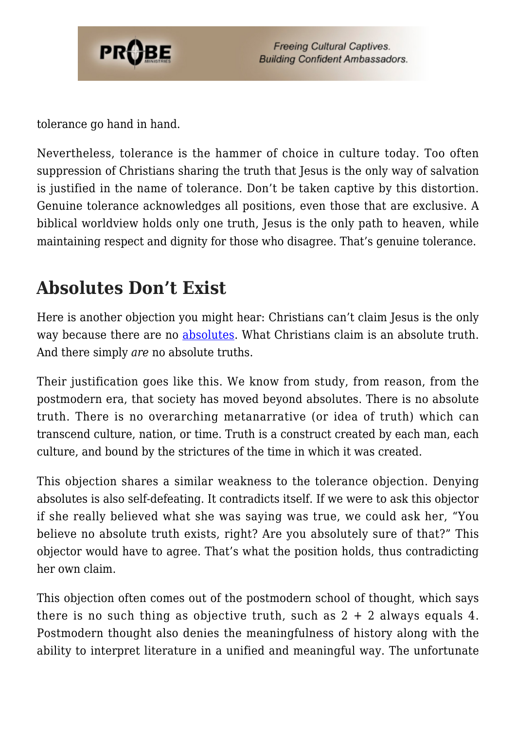tolerance go hand in hand.

Nevertheless, tolerance is the hammer of choice in culture today. Too often suppression of Christians sharing the truth that Jesus is the only way of salvation is justified in the name of tolerance. Don't be taken captive by this distortion. Genuine tolerance acknowledges all positions, even those that are exclusive. A biblical worldview holds only one truth, Jesus is the only path to heaven, while maintaining respect and dignity for those who disagree. That's genuine tolerance.

## Absolutes Don't Exist

Here is another objection you might hear: Christians can't claim Jesus is the only way because there are no absolutes. What Christians claim is an absolute truth. And there simply *are* no absolute truths.

Their justification goes like this. We know from study, from reason, from the postmodern era, that society has moved beyond absolutes. There is no absolute truth. There is no overarching metanarrative (or idea of truth) which can transcend culture, nation, or time. Truth is a construct created by each man, each culture, and bound by the strictures of the time in which it was created.

This objection shares a similar weakness to the tolerance objection. Denying absolutes is also self-defeating. It contradicts itself. If we were to ask this objector if she really believed what she was saying was true, we could ask her, "You believe no absolute truth exists, right? Are you absolutely sure of that?" This objector would have to agree. That's what the position holds, thus contradicting her own claim.

This objection often comes out of the postmodern school of thought, which says there is no such thing as objective truth, such as 2 + 2 always equals 4. Postmodern thought also denies the meaningfulness of history along with the ability to interpret literature in a unified and meaningful way. The unfortunate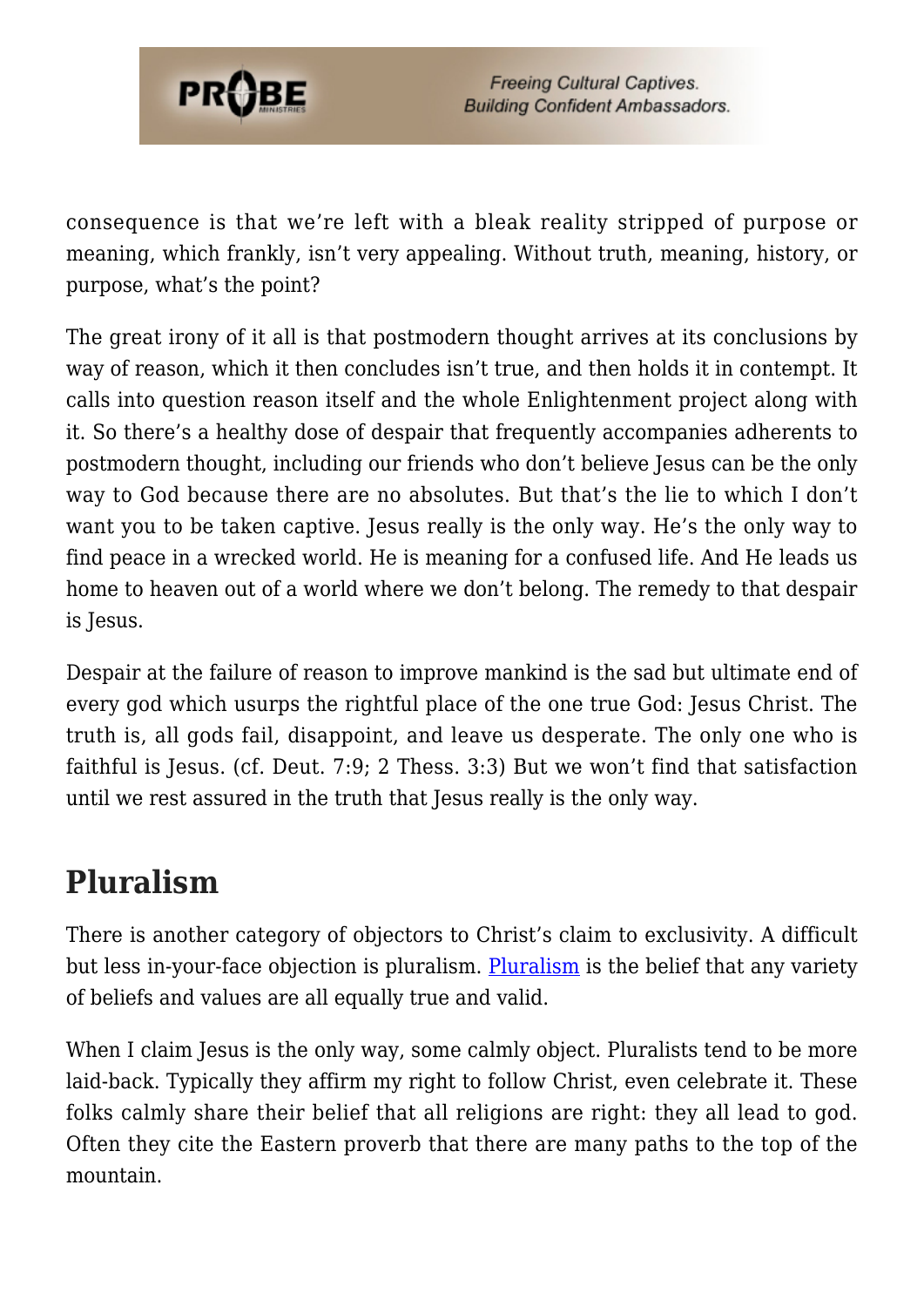consequence is that we're left with a bleak reality stripped of purpose or meaning, which frankly, isn't very appealing. Without truth, meaning, history, or purpose, what's the point?

The great irony of it all is that postmodern thought arrives at its conclusions by way of reason, which it then concludes isn't true, and then holds it in contempt. It calls into question reason itself and the whole Enlightenment project along with it. So there's a healthy dose of despair that frequently accompanies adherents to postmodern thought, including our friends who don't believe Jesus can be the only way to God because there are no absolutes. But that's the lie to which I don't want you to be taken captive. Jesus really is the only way. He's the only way to find peace in a wrecked world. He is meaning for a confused life. And He leads us home to heaven out of a world where we don't belong. The remedy to that despair is Jesus.

Despair at the failure of reason to improve mankind is the sad but ultimate end of every god which usurps the rightful place of the one true God: Jesus Christ. The truth is, all gods fail, disappoint, and leave us desperate. The only one who is faithful is Jesus. (cf. Deut. 7:9; 2 Thess. 3:3) But we won't find that satisfaction until we rest assured in the truth that Jesus really is the only way.

## Pluralism

There is another category of objectors to Christ's claim to exclusivity. A difficult but less in-your-face objection is pluralism. Pluralism is the belief that any variety of beliefs and values are all equally true and valid.

When I claim Jesus is the only way, some calmly object. Pluralists tend to be more laid-back. Typically they affirm my right to follow Christ, even celebrate it. These folks calmly share their belief that all religions are right: they all lead to god. Often they cite the Eastern proverb that there are many paths to the top of the mountain.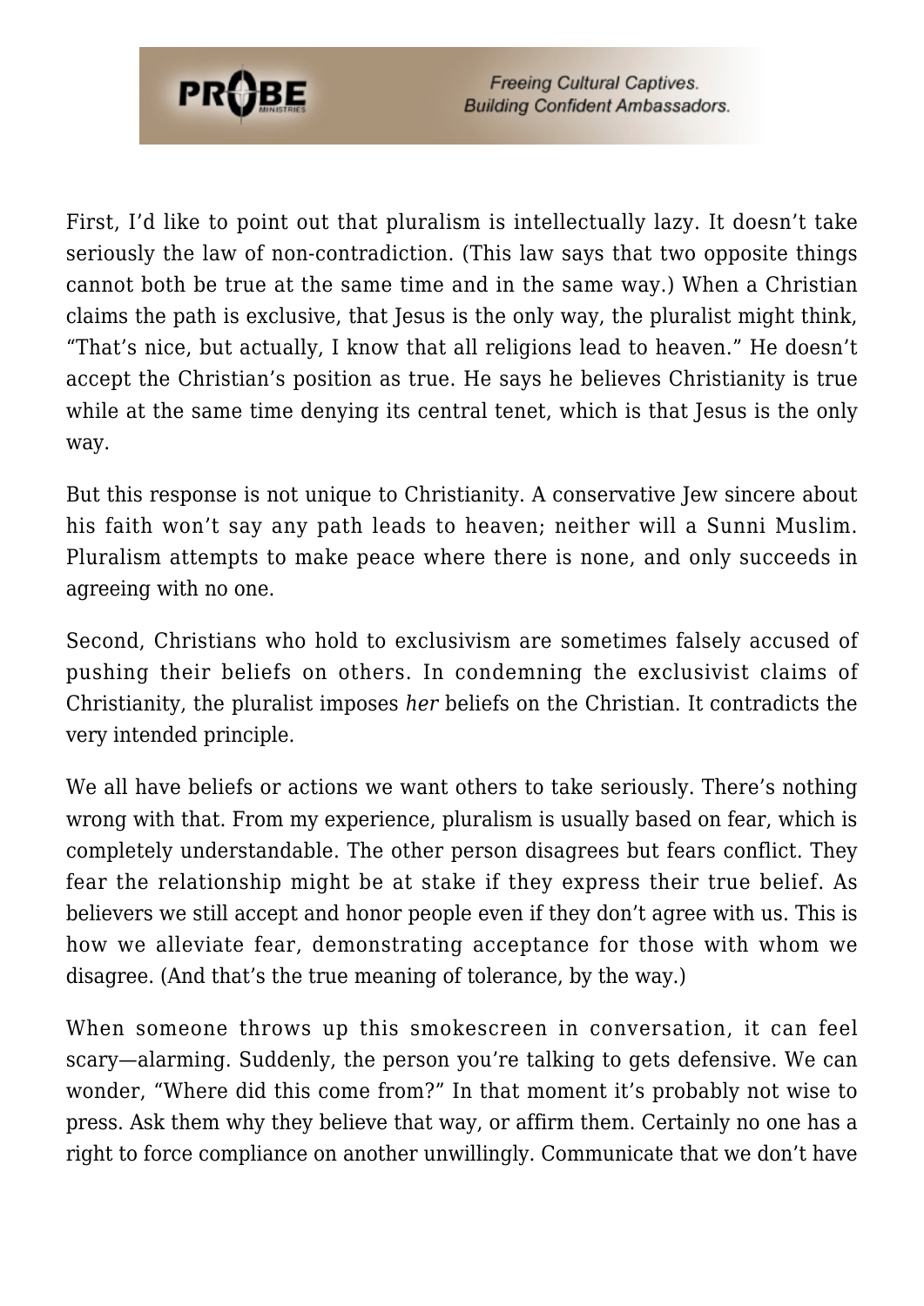First, I'd like to point out that pluralism is intellectually lazy. It doesn't take seriously the law of non-contradiction. (This law says that two opposite things cannot both be true at the same time and in the same way.) When a Christian claims the path is exclusive, that Jesus is the only way, the pluralist might think, "That's nice, but actually, I know that all religions lead to heaven." He doesn't accept the Christian's position as true. He says he believes Christianity is true while at the same time denying its central tenet, which is that Jesus is the only way.

But this response is not unique to Christianity. A conservative Jew sincere about his faith won't say any path leads to heaven; neither will a Sunni Muslim. Pluralism attempts to make peace where there is none, and only succeeds in agreeing with no one.

Second, Christians who hold to exclusivism are sometimes falsely accused of pushing their beliefs on others. In condemning the exclusivist claims of Christianity, the pluralist imposes *her* beliefs on the Christian. It contradicts the very intended principle.

We all have beliefs or actions we want others to take seriously. There's nothing wrong with that. From my experience, pluralism is usually based on fear, which is completely understandable. The other person disagrees but fears conflict. They fear the relationship might be at stake if they express their true belief. As believers we still accept and honor people even if they don't agree with us. This is how we alleviate fear, demonstrating acceptance for those with whom we disagree. (And that's the true meaning of tolerance, by the way.)

When someone throws up this smokescreen in conversation, it can feel scary—alarming. Suddenly, the person you're talking to gets defensive. We can wonder, "Where did this come from?" In that moment it's probably not wise to press. Ask them why they believe that way, or affirm them. Certainly no one has a right to force compliance on another unwillingly. Communicate that we don't have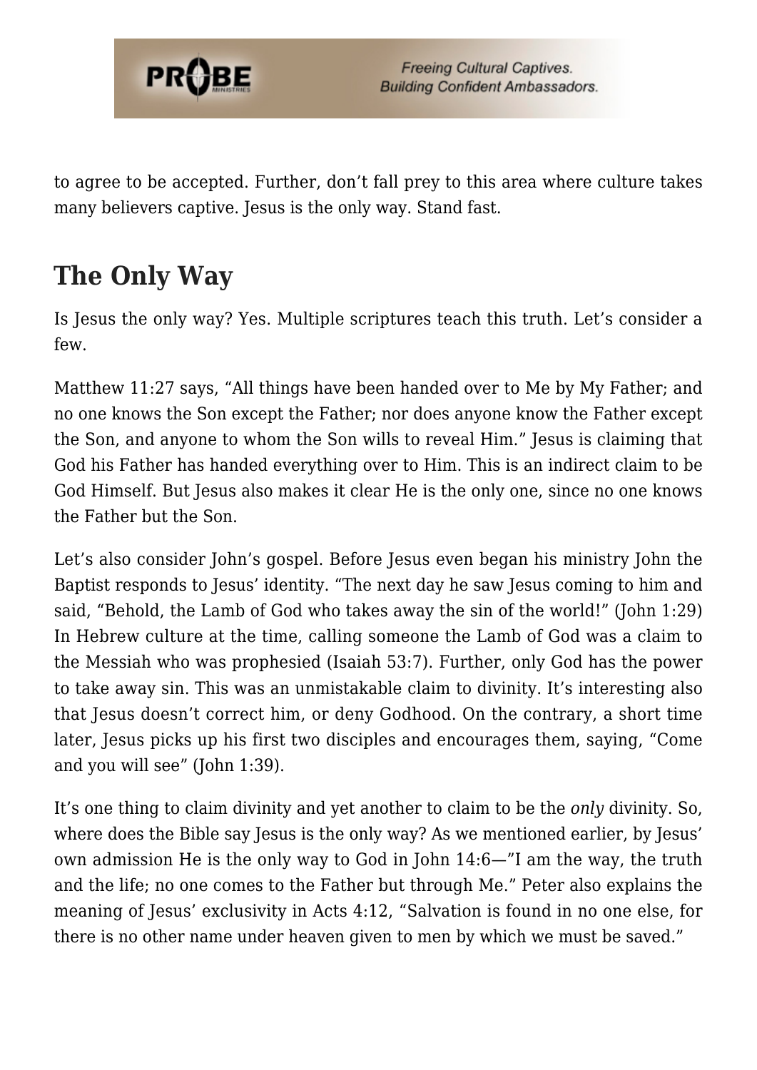to agree to be accepted. Further, don't fall prey to this area where culture takes many believers captive. Jesus is the only way. Stand fast.

## The Only Way

Is Jesus the only way? Yes. Multiple scriptures teach this truth. Let's consider a few.

Matthew 11:27 says, "All things have been handed over to Me by My Father; and no one knows the Son except the Father; nor does anyone know the Father except the Son, and anyone to whom the Son wills to reveal Him." Jesus is claiming that God his Father has handed everything over to Him. This is an indirect claim to be God Himself. But Jesus also makes it clear He is the only one, since no one knows the Father but the Son.

Let's also consider John's gospel. Before Jesus even began his ministry John the Baptist responds to Jesus' identity. "The next day he saw Jesus coming to him and said, "Behold, the Lamb of God who takes away the sin of the world!" (John 1:29) In Hebrew culture at the time, calling someone the Lamb of God was a claim to the Messiah who was prophesied (Isaiah 53:7). Further, only God has the power to take away sin. This was an unmistakable claim to divinity. It's interesting also that Jesus doesn't correct him, or deny Godhood. On the contrary, a short time later, Jesus picks up his first two disciples and encourages them, saying, "Come and you will see" (John 1:39).

It's one thing to claim divinity and yet another to claim to be the *only* divinity. So, where does the Bible say Jesus is the only way? As we mentioned earlier, by Jesus' own admission He is the only way to God in John 14:6—"I am the way, the truth and the life; no one comes to the Father but through Me." Peter also explains the meaning of Jesus' exclusivity in Acts 4:12, "Salvation is found in no one else, for there is no other name under heaven given to men by which we must be saved."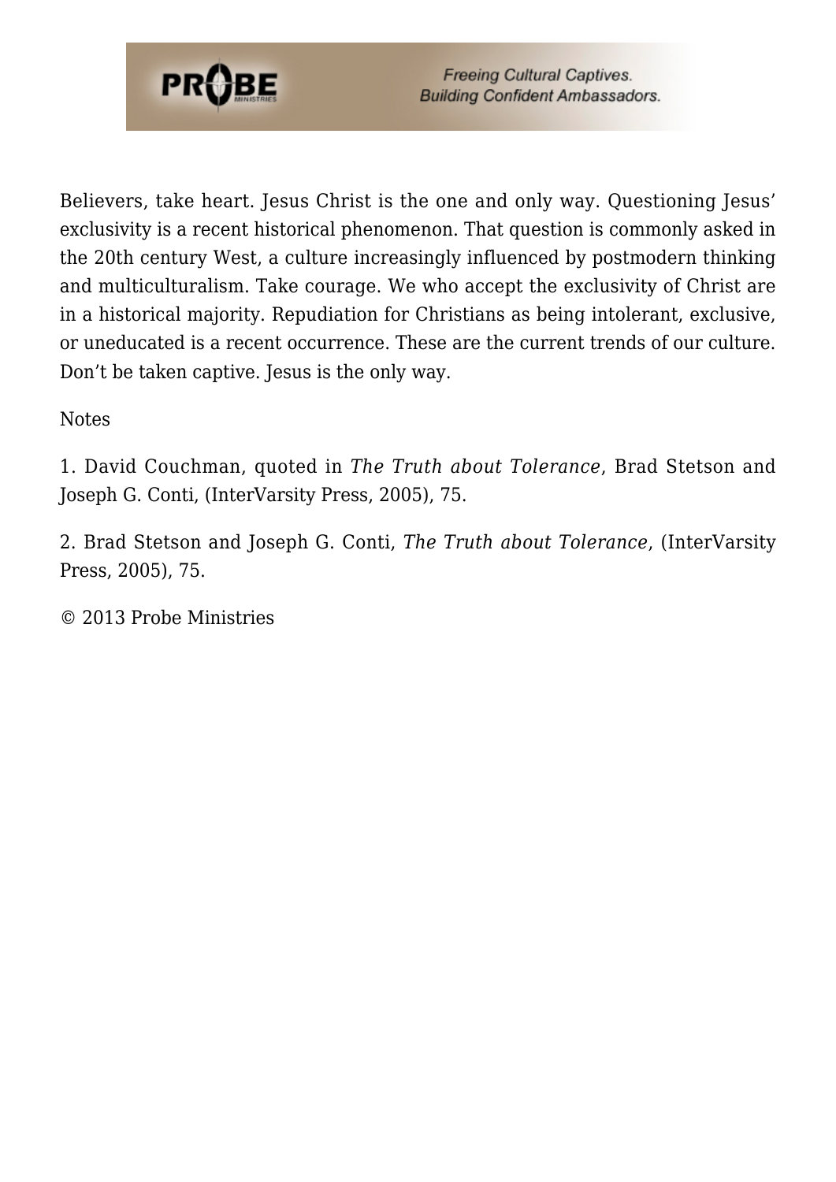Believers, take heart. Jesus Christ is the one and only way. Questioning Jesus' exclusivity is a recent historical phenomenon. That question is commonly asked in the 20th century West, a culture increasingly influenced by postmodern thinking and multiculturalism. Take courage. We who accept the exclusivity of Christ are in a historical majority. Repudiation for Christians as being intolerant, exclusive, or uneducated is a recent occurrence. These are the current trends of our culture. Don't be taken captive. Jesus is the only way.

Notes

1. David Couchman, quoted in *The Truth about Tolerance*, Brad Stetson and Joseph G. Conti, (InterVarsity Press, 2005), 75.

2. Brad Stetson and Joseph G. Conti, *The Truth about Tolerance*, (InterVarsity Press, 2005), 75.

© 2013 Probe Ministries